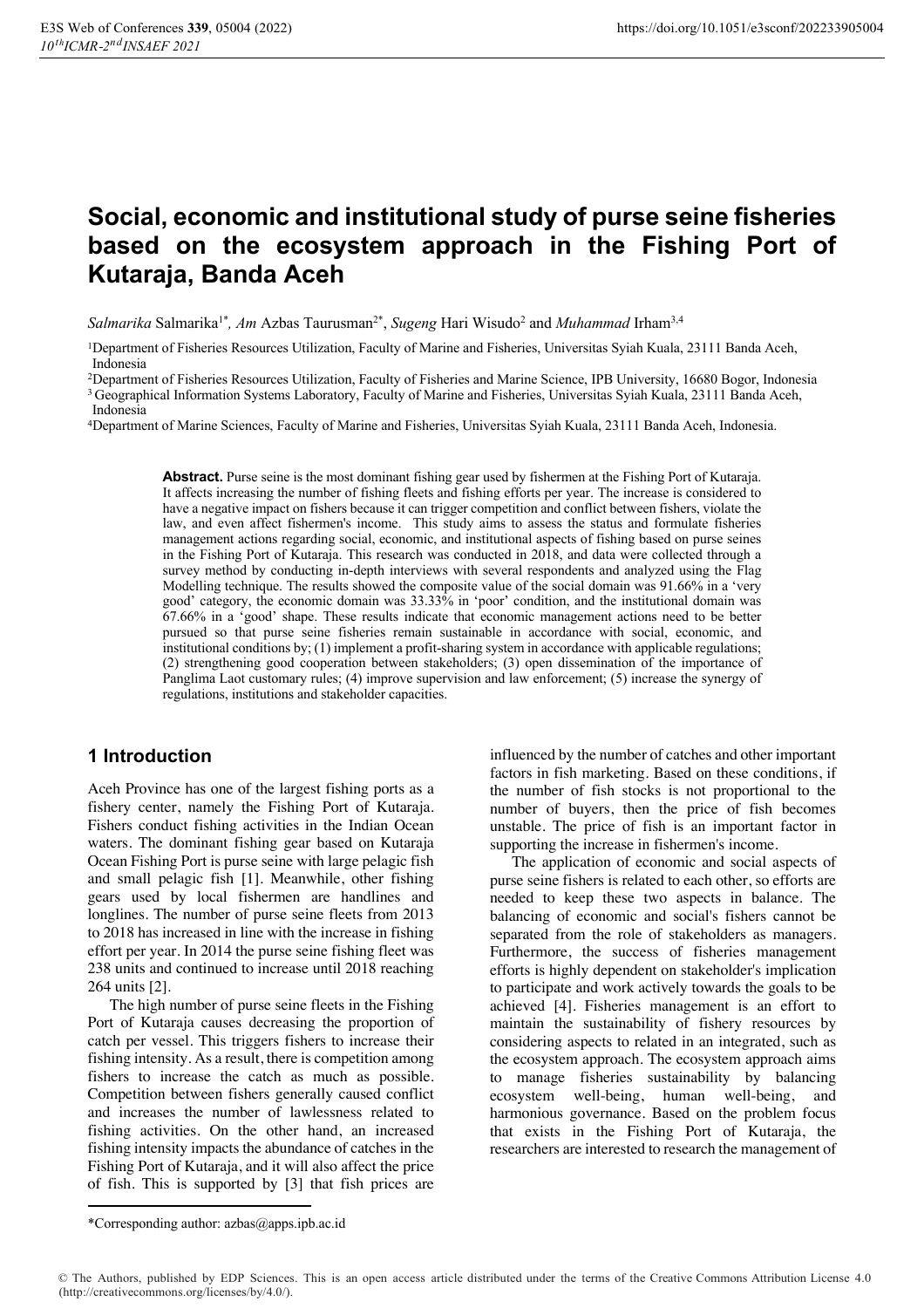# Social, economic and institutional study of purse seine fisheries based on the ecosystem approach in the Fishing Port of Kutaraja, Banda Aceh

*Salmarika* Salmarika[1*], *Am* Azbas Taurusman[2*], *Sugeng* Hari Wisudo[2] and *Muhammad* Irham[3,4]

[1]Department of Fisheries Resources Utilization, Faculty of Marine and Fisheries, Universitas Syiah Kuala, 23111 Banda Aceh, Indonesia

[2]Department of Fisheries Resources Utilization, Faculty of Fisheries and Marine Science, IPB University, 16680 Bogor, Indonesia

[3] Geographical Information Systems Laboratory, Faculty of Marine and Fisheries, Universitas Syiah Kuala, 23111 Banda Aceh, Indonesia

[4]Department of Marine Sciences, Faculty of Marine and Fisheries, Universitas Syiah Kuala, 23111 Banda Aceh, Indonesia.

**Abstract.** Purse seine is the most dominant fishing gear used by fishermen at the Fishing Port of Kutaraja. It affects increasing the number of fishing fleets and fishing efforts per year. The increase is considered to have a negative impact on fishers because it can trigger competition and conflict between fishers, violate the law, and even affect fishermen's income. This study aims to assess the status and formulate fisheries management actions regarding social, economic, and institutional aspects of fishing based on purse seines in the Fishing Port of Kutaraja. This research was conducted in 2018, and data were collected through a survey method by conducting in-depth interviews with several respondents and analyzed using the Flag Modelling technique. The results showed the composite value of the social domain was 91.66% in a 'very good' category, the economic domain was 33.33% in 'poor' condition, and the institutional domain was 67.66% in a 'good' shape. These results indicate that economic management actions need to be better pursued so that purse seine fisheries remain sustainable in accordance with social, economic, and institutional conditions by; (1) implement a profit-sharing system in accordance with applicable regulations; (2) strengthening good cooperation between stakeholders; (3) open dissemination of the importance of Panglima Laot customary rules; (4) improve supervision and law enforcement; (5) increase the synergy of regulations, institutions and stakeholder capacities.

## 1 Introduction

Aceh Province has one of the largest fishing ports as a fishery center, namely the Fishing Port of Kutaraja. Fishers conduct fishing activities in the Indian Ocean waters. The dominant fishing gear based on Kutaraja Ocean Fishing Port is purse seine with large pelagic fish and small pelagic fish [1]. Meanwhile, other fishing gears used by local fishermen are handlines and longlines. The number of purse seine fleets from 2013 to 2018 has increased in line with the increase in fishing effort per year. In 2014 the purse seine fishing fleet was 238 units and continued to increase until 2018 reaching 264 units [2].

The high number of purse seine fleets in the Fishing Port of Kutaraja causes decreasing the proportion of catch per vessel. This triggers fishers to increase their fishing intensity. As a result, there is competition among fishers to increase the catch as much as possible. Competition between fishers generally caused conflict and increases the number of lawlessness related to fishing activities. On the other hand, an increased fishing intensity impacts the abundance of catches in the Fishing Port of Kutaraja, and it will also affect the price of fish. This is supported by [3] that fish prices are influenced by the number of catches and other important factors in fish marketing. Based on these conditions, if the number of fish stocks is not proportional to the number of buyers, then the price of fish becomes unstable. The price of fish is an important factor in supporting the increase in fishermen's income.

The application of economic and social aspects of purse seine fishers is related to each other, so efforts are needed to keep these two aspects in balance. The balancing of economic and social's fishers cannot be separated from the role of stakeholders as managers. Furthermore, the success of fisheries management efforts is highly dependent on stakeholder's implication to participate and work actively towards the goals to be achieved [4]. Fisheries management is an effort to maintain the sustainability of fishery resources by considering aspects to related in an integrated, such as the ecosystem approach. The ecosystem approach aims to manage fisheries sustainability by balancing ecosystem well-being, human well-being, and harmonious governance. Based on the problem focus that exists in the Fishing Port of Kutaraja, the researchers are interested to research the management of

*Corresponding author: azbas@apps.ipb.ac.id

© The Authors, published by EDP Sciences. This is an open access article distributed under the terms of the Creative Commons Attribution License 4.0 (http://creativecommons.org/licenses/by/4.0/).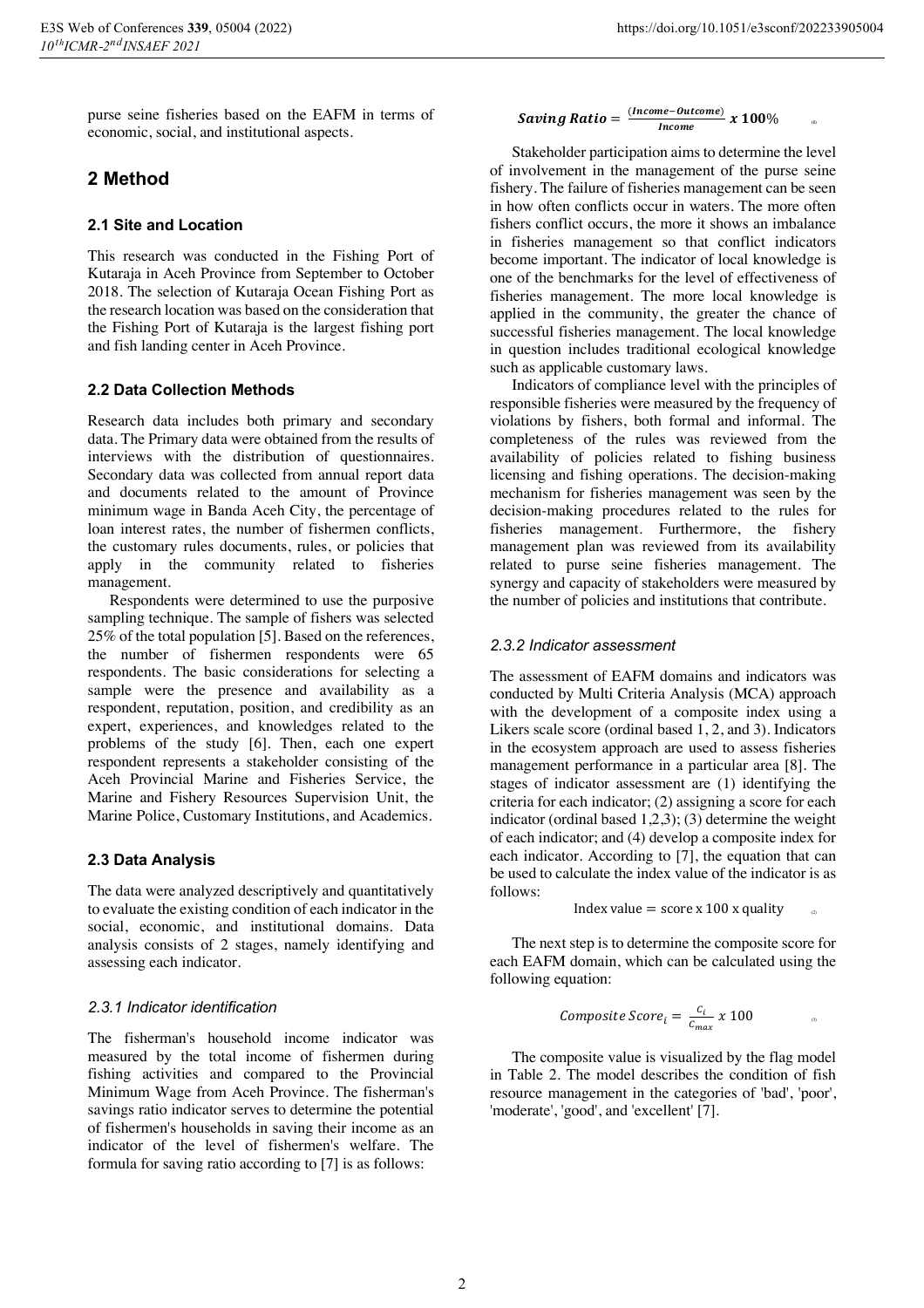purse seine fisheries based on the EAFM in terms of economic, social, and institutional aspects.

## 2 Method

### 2.1 Site and Location

This research was conducted in the Fishing Port of Kutaraja in Aceh Province from September to October 2018. The selection of Kutaraja Ocean Fishing Port as the research location was based on the consideration that the Fishing Port of Kutaraja is the largest fishing port and fish landing center in Aceh Province.

### 2.2 Data Collection Methods

Research data includes both primary and secondary data. The Primary data were obtained from the results of interviews with the distribution of questionnaires. Secondary data was collected from annual report data and documents related to the amount of Province minimum wage in Banda Aceh City, the percentage of loan interest rates, the number of fishermen conflicts, the customary rules documents, rules, or policies that apply in the community related to fisheries management.

Respondents were determined to use the purposive sampling technique. The sample of fishers was selected 25% of the total population [5]. Based on the references, the number of fishermen respondents were 65 respondents. The basic considerations for selecting a sample were the presence and availability as a respondent, reputation, position, and credibility as an expert, experiences, and knowledges related to the problems of the study [6]. Then, each one expert respondent represents a stakeholder consisting of the Aceh Provincial Marine and Fisheries Service, the Marine and Fishery Resources Supervision Unit, the Marine Police, Customary Institutions, and Academics.

### 2.3 Data Analysis

The data were analyzed descriptively and quantitatively to evaluate the existing condition of each indicator in the social, economic, and institutional domains. Data analysis consists of 2 stages, namely identifying and assessing each indicator.

#### *2.3.1 Indicator identification*

The fisherman's household income indicator was measured by the total income of fishermen during fishing activities and compared to the Provincial Minimum Wage from Aceh Province. The fisherman's savings ratio indicator serves to determine the potential of fishermen's households in saving their income as an indicator of the level of fishermen's welfare. The formula for saving ratio according to [7] is as follows:

$$\boldsymbol{Saving\ Ratio} = \frac{(\boldsymbol{Income} - \boldsymbol{Outcome})}{\boldsymbol{Income}}\ \boldsymbol{x}\ \mathbf{100\%} \quad (1)$$

Stakeholder participation aims to determine the level of involvement in the management of the purse seine fishery. The failure of fisheries management can be seen in how often conflicts occur in waters. The more often fishers conflict occurs, the more it shows an imbalance in fisheries management so that conflict indicators become important. The indicator of local knowledge is one of the benchmarks for the level of effectiveness of fisheries management. The more local knowledge is applied in the community, the greater the chance of successful fisheries management. The local knowledge in question includes traditional ecological knowledge such as applicable customary laws.

Indicators of compliance level with the principles of responsible fisheries were measured by the frequency of violations by fishers, both formal and informal. The completeness of the rules was reviewed from the availability of policies related to fishing business licensing and fishing operations. The decision-making mechanism for fisheries management was seen by the decision-making procedures related to the rules for fisheries management. Furthermore, the fishery management plan was reviewed from its availability related to purse seine fisheries management. The synergy and capacity of stakeholders were measured by the number of policies and institutions that contribute.

#### *2.3.2 Indicator assessment*

The assessment of EAFM domains and indicators was conducted by Multi Criteria Analysis (MCA) approach with the development of a composite index using a Likers scale score (ordinal based 1, 2, and 3). Indicators in the ecosystem approach are used to assess fisheries management performance in a particular area [8]. The stages of indicator assessment are (1) identifying the criteria for each indicator; (2) assigning a score for each indicator (ordinal based 1,2,3); (3) determine the weight of each indicator; and (4) develop a composite index for each indicator. According to [7], the equation that can be used to calculate the index value of the indicator is as follows:

$$\text{Index value} = \text{score x } 100 \text{ x quality} \quad (2)$$

The next step is to determine the composite score for each EAFM domain, which can be calculated using the following equation:

$$Composite\ Score_i = \frac{C_i}{C_{max}}\ x\ 100 \quad (3)$$

The composite value is visualized by the flag model in Table 2. The model describes the condition of fish resource management in the categories of 'bad', 'poor', 'moderate', 'good', and 'excellent' [7].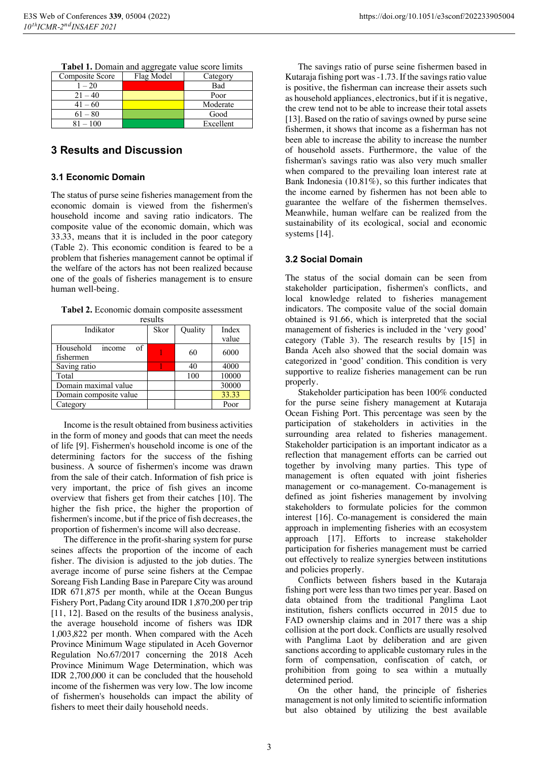**Tabel 1.** Domain and aggregate value score limits

| Composite Score | Flag Model | Category |
|---|---|---|
| 1 – 20 | | Bad |
| 21 – 40 | | Poor |
| 41 – 60 | | Moderate |
| 61 – 80 | | Good |
| 81 – 100 | | Excellent |

## 3 Results and Discussion

### 3.1 Economic Domain

The status of purse seine fisheries management from the economic domain is viewed from the fishermen's household income and saving ratio indicators. The composite value of the economic domain, which was 33.33, means that it is included in the poor category (Table 2). This economic condition is feared to be a problem that fisheries management cannot be optimal if the welfare of the actors has not been realized because one of the goals of fisheries management is to ensure human well-being.

**Tabel 2.** Economic domain composite assessment results

| Indikator | Skor | Quality | Index value |
|---|---|---|---|
| Household income of fishermen | 1 | 60 | 6000 |
| Saving ratio | 1 | 40 | 4000 |
| Total | | 100 | 10000 |
| Domain maximal value | | | 30000 |
| Domain composite value | | | 33.33 |
| Category | | | Poor |

Income is the result obtained from business activities in the form of money and goods that can meet the needs of life [9]. Fishermen's household income is one of the determining factors for the success of the fishing business. A source of fishermen's income was drawn from the sale of their catch. Information of fish price is very important, the price of fish gives an income overview that fishers get from their catches [10]. The higher the fish price, the higher the proportion of fishermen's income, but if the price of fish decreases, the proportion of fishermen's income will also decrease.

The difference in the profit-sharing system for purse seines affects the proportion of the income of each fisher. The division is adjusted to the job duties. The average income of purse seine fishers at the Cempae Soreang Fish Landing Base in Parepare City was around IDR 671,875 per month, while at the Ocean Bungus Fishery Port, Padang City around IDR 1,870,200 per trip [11, 12]. Based on the results of the business analysis, the average household income of fishers was IDR 1,003,822 per month. When compared with the Aceh Province Minimum Wage stipulated in Aceh Governor Regulation No.67/2017 concerning the 2018 Aceh Province Minimum Wage Determination, which was IDR 2,700,000 it can be concluded that the household income of the fishermen was very low. The low income of fishermen's households can impact the ability of fishers to meet their daily household needs.

The savings ratio of purse seine fishermen based in Kutaraja fishing port was -1.73. If the savings ratio value is positive, the fisherman can increase their assets such as household appliances, electronics, but if it is negative, the crew tend not to be able to increase their total assets [13]. Based on the ratio of savings owned by purse seine fishermen, it shows that income as a fisherman has not been able to increase the ability to increase the number of household assets. Furthermore, the value of the fisherman's savings ratio was also very much smaller when compared to the prevailing loan interest rate at Bank Indonesia (10.81%), so this further indicates that the income earned by fishermen has not been able to guarantee the welfare of the fishermen themselves. Meanwhile, human welfare can be realized from the sustainability of its ecological, social and economic systems [14].

### 3.2 Social Domain

The status of the social domain can be seen from stakeholder participation, fishermen's conflicts, and local knowledge related to fisheries management indicators. The composite value of the social domain obtained is 91.66, which is interpreted that the social management of fisheries is included in the 'very good' category (Table 3). The research results by [15] in Banda Aceh also showed that the social domain was categorized in 'good' condition. This condition is very supportive to realize fisheries management can be run properly.

Stakeholder participation has been 100% conducted for the purse seine fishery management at Kutaraja Ocean Fishing Port. This percentage was seen by the participation of stakeholders in activities in the surrounding area related to fisheries management. Stakeholder participation is an important indicator as a reflection that management efforts can be carried out together by involving many parties. This type of management is often equated with joint fisheries management or co-management. Co-management is defined as joint fisheries management by involving stakeholders to formulate policies for the common interest [16]. Co-management is considered the main approach in implementing fisheries with an ecosystem approach [17]. Efforts to increase stakeholder participation for fisheries management must be carried out effectively to realize synergies between institutions and policies properly.

Conflicts between fishers based in the Kutaraja fishing port were less than two times per year. Based on data obtained from the traditional Panglima Laot institution, fishers conflicts occurred in 2015 due to FAD ownership claims and in 2017 there was a ship collision at the port dock. Conflicts are usually resolved with Panglima Laot by deliberation and are given sanctions according to applicable customary rules in the form of compensation, confiscation of catch, or prohibition from going to sea within a mutually determined period.

On the other hand, the principle of fisheries management is not only limited to scientific information but also obtained by utilizing the best available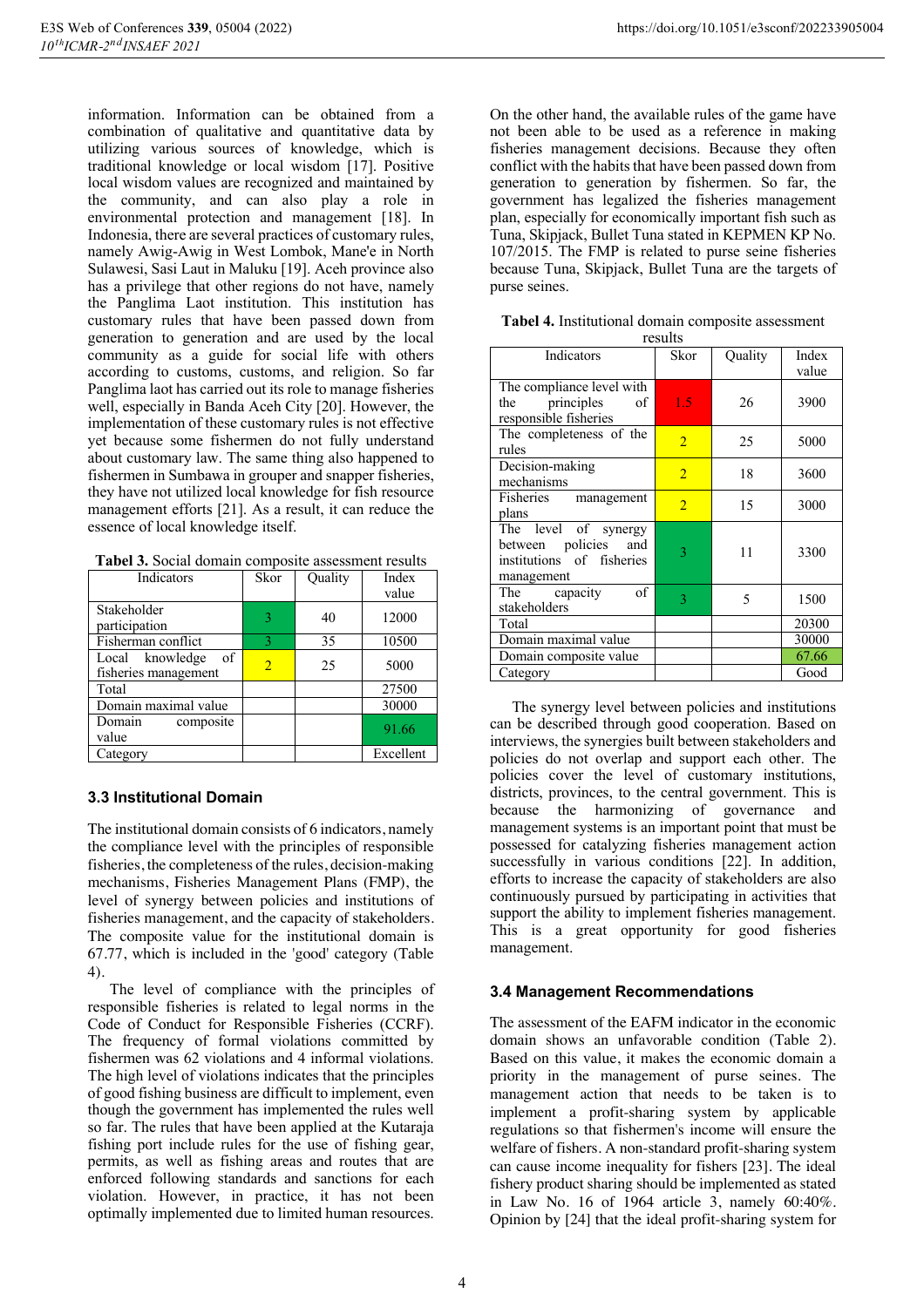information. Information can be obtained from a combination of qualitative and quantitative data by utilizing various sources of knowledge, which is traditional knowledge or local wisdom [17]. Positive local wisdom values are recognized and maintained by the community, and can also play a role in environmental protection and management [18]. In Indonesia, there are several practices of customary rules, namely Awig-Awig in West Lombok, Mane'e in North Sulawesi, Sasi Laut in Maluku [19]. Aceh province also has a privilege that other regions do not have, namely the Panglima Laot institution. This institution has customary rules that have been passed down from generation to generation and are used by the local community as a guide for social life with others according to customs, customs, and religion. So far Panglima laot has carried out its role to manage fisheries well, especially in Banda Aceh City [20]. However, the implementation of these customary rules is not effective yet because some fishermen do not fully understand about customary law. The same thing also happened to fishermen in Sumbawa in grouper and snapper fisheries, they have not utilized local knowledge for fish resource management efforts [21]. As a result, it can reduce the essence of local knowledge itself.

**Tabel 3.** Social domain composite assessment results

| Indicators | Skor | Quality | Index value |
|---|---|---|---|
| Stakeholder participation | 3 | 40 | 12000 |
| Fisherman conflict | 3 | 35 | 10500 |
| Local knowledge of fisheries management | 2 | 25 | 5000 |
| Total | | | 27500 |
| Domain maximal value | | | 30000 |
| Domain composite value | | | 91.66 |
| Category | | | Excellent |

### 3.3 Institutional Domain

The institutional domain consists of 6 indicators, namely the compliance level with the principles of responsible fisheries, the completeness of the rules, decision-making mechanisms, Fisheries Management Plans (FMP), the level of synergy between policies and institutions of fisheries management, and the capacity of stakeholders. The composite value for the institutional domain is 67.77, which is included in the 'good' category (Table 4).

The level of compliance with the principles of responsible fisheries is related to legal norms in the Code of Conduct for Responsible Fisheries (CCRF). The frequency of formal violations committed by fishermen was 62 violations and 4 informal violations. The high level of violations indicates that the principles of good fishing business are difficult to implement, even though the government has implemented the rules well so far. The rules that have been applied at the Kutaraja fishing port include rules for the use of fishing gear, permits, as well as fishing areas and routes that are enforced following standards and sanctions for each violation. However, in practice, it has not been optimally implemented due to limited human resources.

On the other hand, the available rules of the game have not been able to be used as a reference in making fisheries management decisions. Because they often conflict with the habits that have been passed down from generation to generation by fishermen. So far, the government has legalized the fisheries management plan, especially for economically important fish such as Tuna, Skipjack, Bullet Tuna stated in KEPMEN KP No. 107/2015. The FMP is related to purse seine fisheries because Tuna, Skipjack, Bullet Tuna are the targets of purse seines.

**Tabel 4.** Institutional domain composite assessment results

| Indicators | Skor | Quality | Index value |
|---|---|---|---|
| The compliance level with the principles of responsible fisheries | 1.5 | 26 | 3900 |
| The completeness of the rules | 2 | 25 | 5000 |
| Decision-making mechanisms | 2 | 18 | 3600 |
| Fisheries management plans | 2 | 15 | 3000 |
| The level of synergy between policies and institutions of fisheries management | 3 | 11 | 3300 |
| The capacity of stakeholders | 3 | 5 | 1500 |
| Total | | | 20300 |
| Domain maximal value | | | 30000 |
| Domain composite value | | | 67.66 |
| Category | | | Good |

The synergy level between policies and institutions can be described through good cooperation. Based on interviews, the synergies built between stakeholders and policies do not overlap and support each other. The policies cover the level of customary institutions, districts, provinces, to the central government. This is because the harmonizing of governance and management systems is an important point that must be possessed for catalyzing fisheries management action successfully in various conditions [22]. In addition, efforts to increase the capacity of stakeholders are also continuously pursued by participating in activities that support the ability to implement fisheries management. This is a great opportunity for good fisheries management.

### 3.4 Management Recommendations

The assessment of the EAFM indicator in the economic domain shows an unfavorable condition (Table 2). Based on this value, it makes the economic domain a priority in the management of purse seines. The management action that needs to be taken is to implement a profit-sharing system by applicable regulations so that fishermen's income will ensure the welfare of fishers. A non-standard profit-sharing system can cause income inequality for fishers [23]. The ideal fishery product sharing should be implemented as stated in Law No. 16 of 1964 article 3, namely 60:40%. Opinion by [24] that the ideal profit-sharing system for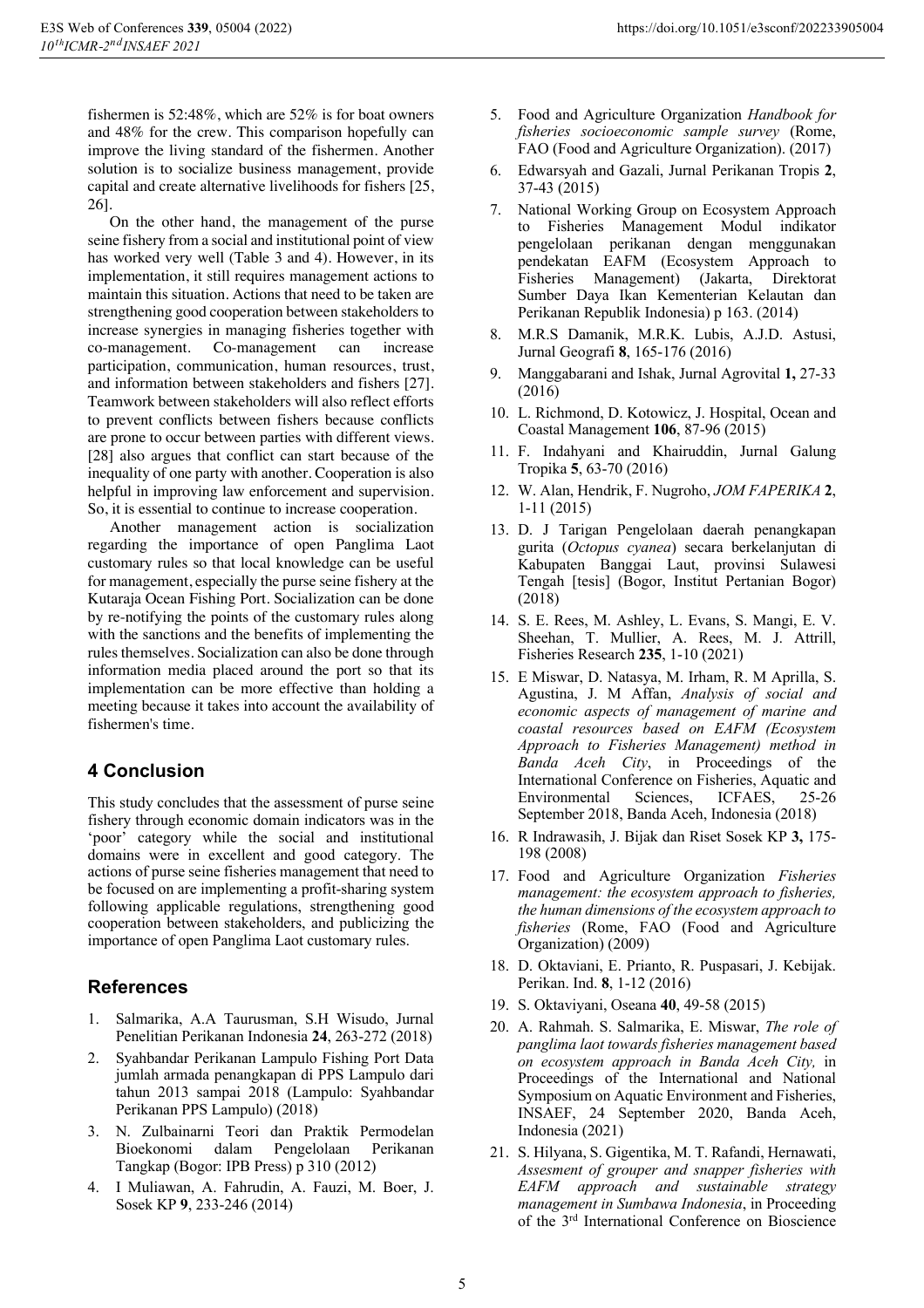fishermen is 52:48%, which are 52% is for boat owners and 48% for the crew. This comparison hopefully can improve the living standard of the fishermen. Another solution is to socialize business management, provide capital and create alternative livelihoods for fishers [25, 26].

On the other hand, the management of the purse seine fishery from a social and institutional point of view has worked very well (Table 3 and 4). However, in its implementation, it still requires management actions to maintain this situation. Actions that need to be taken are strengthening good cooperation between stakeholders to increase synergies in managing fisheries together with co-management. Co-management can increase participation, communication, human resources, trust, and information between stakeholders and fishers [27]. Teamwork between stakeholders will also reflect efforts to prevent conflicts between fishers because conflicts are prone to occur between parties with different views. [28] also argues that conflict can start because of the inequality of one party with another. Cooperation is also helpful in improving law enforcement and supervision. So, it is essential to continue to increase cooperation.

Another management action is socialization regarding the importance of open Panglima Laot customary rules so that local knowledge can be useful for management, especially the purse seine fishery at the Kutaraja Ocean Fishing Port. Socialization can be done by re-notifying the points of the customary rules along with the sanctions and the benefits of implementing the rules themselves. Socialization can also be done through information media placed around the port so that its implementation can be more effective than holding a meeting because it takes into account the availability of fishermen's time.

## 4 Conclusion

This study concludes that the assessment of purse seine fishery through economic domain indicators was in the 'poor' category while the social and institutional domains were in excellent and good category. The actions of purse seine fisheries management that need to be focused on are implementing a profit-sharing system following applicable regulations, strengthening good cooperation between stakeholders, and publicizing the importance of open Panglima Laot customary rules.

## References

1. Salmarika, A.A Taurusman, S.H Wisudo, Jurnal Penelitian Perikanan Indonesia **24**, 263-272 (2018)
2. Syahbandar Perikanan Lampulo Fishing Port Data jumlah armada penangkapan di PPS Lampulo dari tahun 2013 sampai 2018 (Lampulo: Syahbandar Perikanan PPS Lampulo) (2018)
3. N. Zulbainarni Teori dan Praktik Permodelan Bioekonomi dalam Pengelolaan Perikanan Tangkap (Bogor: IPB Press) p 310 (2012)
4. I Muliawan, A. Fahrudin, A. Fauzi, M. Boer, J. Sosek KP **9**, 233-246 (2014)
5. Food and Agriculture Organization *Handbook for fisheries socioeconomic sample survey* (Rome, FAO (Food and Agriculture Organization). (2017)
6. Edwarsyah and Gazali, Jurnal Perikanan Tropis **2**, 37-43 (2015)
7. National Working Group on Ecosystem Approach to Fisheries Management Modul indikator pengelolaan perikanan dengan menggunakan pendekatan EAFM (Ecosystem Approach to Fisheries Management) (Jakarta, Direktorat Sumber Daya Ikan Kementerian Kelautan dan Perikanan Republik Indonesia) p 163. (2014)
8. M.R.S Damanik, M.R.K. Lubis, A.J.D. Astusi, Jurnal Geografi **8**, 165-176 (2016)
9. Manggabarani and Ishak, Jurnal Agrovital **1,** 27-33 (2016)
10. L. Richmond, D. Kotowicz, J. Hospital, Ocean and Coastal Management **106**, 87-96 (2015)
11. F. Indahyani and Khairuddin, Jurnal Galung Tropika **5**, 63-70 (2016)
12. W. Alan, Hendrik, F. Nugroho, *JOM FAPERIKA* **2**, 1-11 (2015)
13. D. J Tarigan Pengelolaan daerah penangkapan gurita (*Octopus cyanea*) secara berkelanjutan di Kabupaten Banggai Laut, provinsi Sulawesi Tengah [tesis] (Bogor, Institut Pertanian Bogor) (2018)
14. S. E. Rees, M. Ashley, L. Evans, S. Mangi, E. V. Sheehan, T. Mullier, A. Rees, M. J. Attrill, Fisheries Research **235**, 1-10 (2021)
15. E Miswar, D. Natasya, M. Irham, R. M Aprilla, S. Agustina, J. M Affan, *Analysis of social and economic aspects of management of marine and coastal resources based on EAFM (Ecosystem Approach to Fisheries Management) method in Banda Aceh City*, in Proceedings of the International Conference on Fisheries, Aquatic and Environmental Sciences, ICFAES, 25-26 September 2018, Banda Aceh, Indonesia (2018)
16. R Indrawasih, J. Bijak dan Riset Sosek KP **3,** 175-198 (2008)
17. Food and Agriculture Organization *Fisheries management: the ecosystem approach to fisheries, the human dimensions of the ecosystem approach to fisheries* (Rome, FAO (Food and Agriculture Organization) (2009)
18. D. Oktaviani, E. Prianto, R. Puspasari, J. Kebijak. Perikan. Ind. **8**, 1-12 (2016)
19. S. Oktaviyani, Oseana **40**, 49-58 (2015)
20. A. Rahmah. S. Salmarika, E. Miswar, *The role of panglima laot towards fisheries management based on ecosystem approach in Banda Aceh City,* in Proceedings of the International and National Symposium on Aquatic Environment and Fisheries, INSAEF, 24 September 2020, Banda Aceh, Indonesia (2021)
21. S. Hilyana, S. Gigentika, M. T. Rafandi, Hernawati, *Assesment of grouper and snapper fisheries with EAFM approach and sustainable strategy management in Sumbawa Indonesia*, in Proceeding of the 3rd International Conference on Bioscience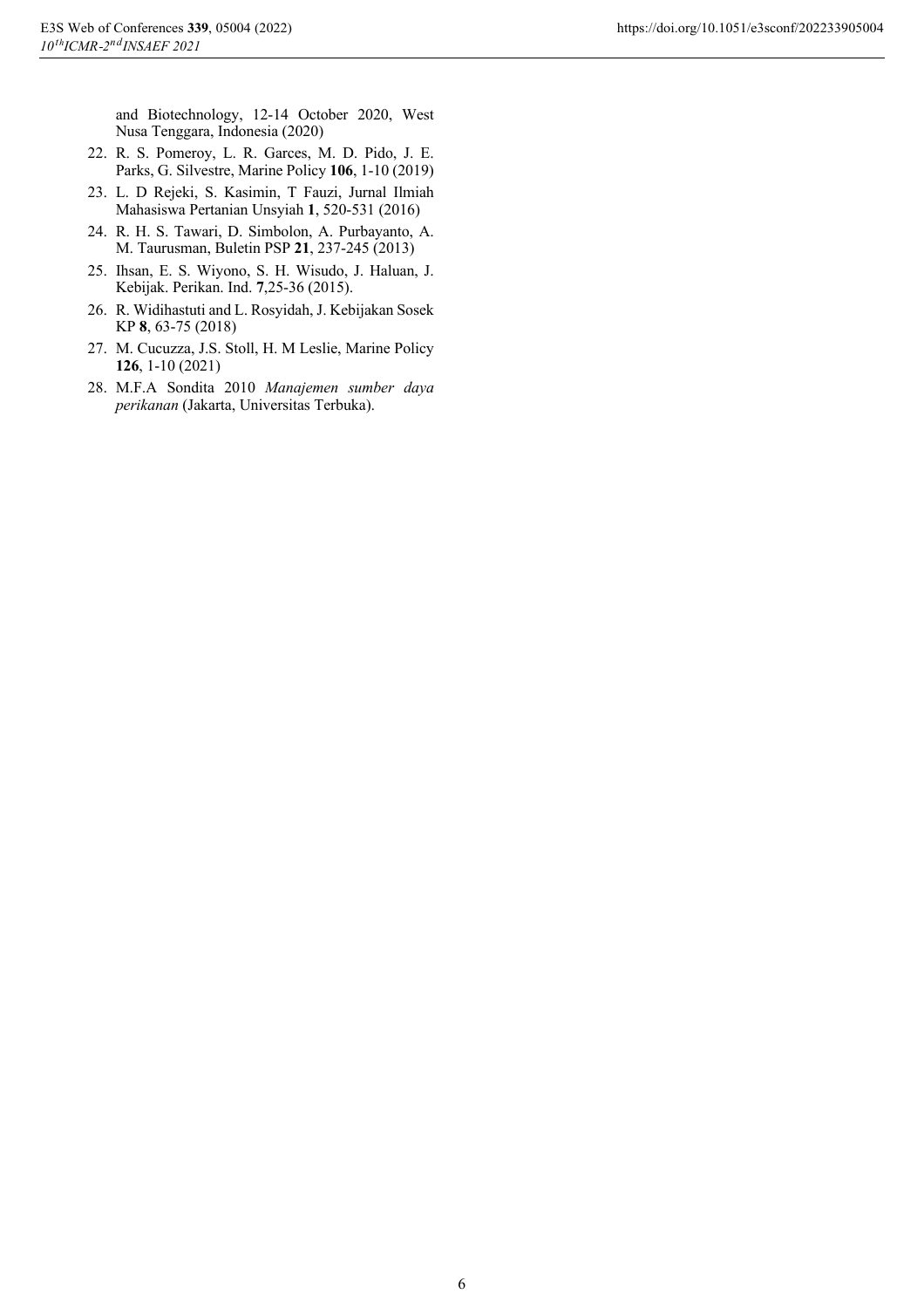and Biotechnology, 12-14 October 2020, West Nusa Tenggara, Indonesia (2020)

22. R. S. Pomeroy, L. R. Garces, M. D. Pido, J. E. Parks, G. Silvestre, Marine Policy **106**, 1-10 (2019)
23. L. D Rejeki, S. Kasimin, T Fauzi, Jurnal Ilmiah Mahasiswa Pertanian Unsyiah **1**, 520-531 (2016)
24. R. H. S. Tawari, D. Simbolon, A. Purbayanto, A. M. Taurusman, Buletin PSP **21**, 237-245 (2013)
25. Ihsan, E. S. Wiyono, S. H. Wisudo, J. Haluan, J. Kebijak. Perikan. Ind. **7**,25-36 (2015).
26. R. Widihastuti and L. Rosyidah, J. Kebijakan Sosek KP **8**, 63-75 (2018)
27. M. Cucuzza, J.S. Stoll, H. M Leslie, Marine Policy **126**, 1-10 (2021)
28. M.F.A Sondita 2010 *Manajemen sumber daya perikanan* (Jakarta, Universitas Terbuka).